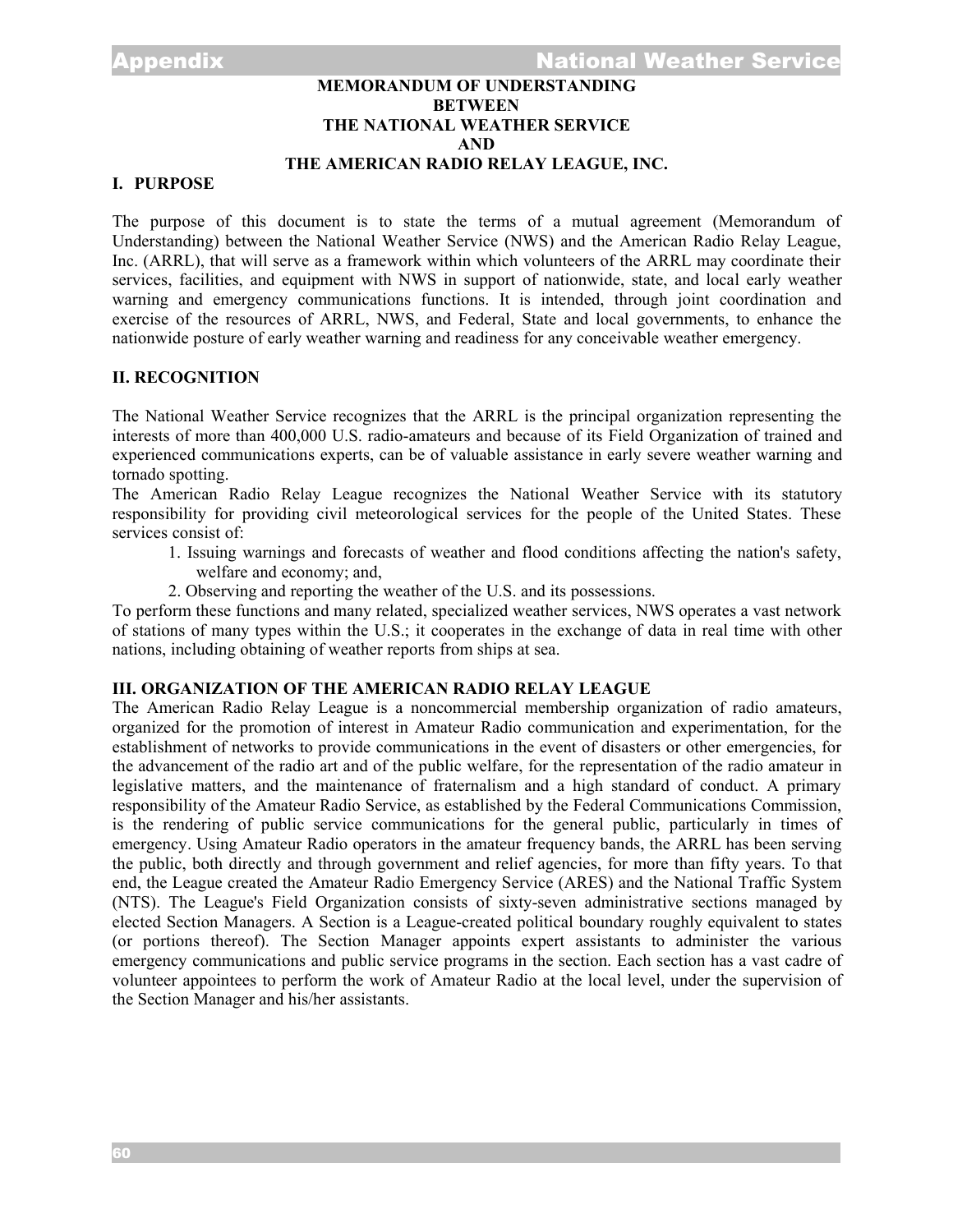# MEMORANDUM OF UNDERSTANDING BETWEEN THE NATIONAL WEATHER SERVICE AND THE AMERICAN RADIO RELAY LEAGUE, INC.

## I. PURPOSE

The purpose of this document is to state the terms of a mutual agreement (Memorandum of Understanding) between the National Weather Service (NWS) and the American Radio Relay League, Inc. (ARRL), that will serve as a framework within which volunteers of the ARRL may coordinate their services, facilities, and equipment with NWS in support of nationwide, state, and local early weather warning and emergency communications functions. It is intended, through joint coordination and exercise of the resources of ARRL, NWS, and Federal, State and local governments, to enhance the nationwide posture of early weather warning and readiness for any conceivable weather emergency.

## II. RECOGNITION

The National Weather Service recognizes that the ARRL is the principal organization representing the interests of more than 400,000 U.S. radio-amateurs and because of its Field Organization of trained and experienced communications experts, can be of valuable assistance in early severe weather warning and tornado spotting.

The American Radio Relay League recognizes the National Weather Service with its statutory responsibility for providing civil meteorological services for the people of the United States. These services consist of:

1. Issuing warnings and forecasts of weather and flood conditions affecting the nation's safety, welfare and economy; and,
2. Observing and reporting the weather of the U.S. and its possessions.

To perform these functions and many related, specialized weather services, NWS operates a vast network of stations of many types within the U.S.; it cooperates in the exchange of data in real time with other nations, including obtaining of weather reports from ships at sea.

## III. ORGANIZATION OF THE AMERICAN RADIO RELAY LEAGUE

The American Radio Relay League is a noncommercial membership organization of radio amateurs, organized for the promotion of interest in Amateur Radio communication and experimentation, for the establishment of networks to provide communications in the event of disasters or other emergencies, for the advancement of the radio art and of the public welfare, for the representation of the radio amateur in legislative matters, and the maintenance of fraternalism and a high standard of conduct. A primary responsibility of the Amateur Radio Service, as established by the Federal Communications Commission, is the rendering of public service communications for the general public, particularly in times of emergency. Using Amateur Radio operators in the amateur frequency bands, the ARRL has been serving the public, both directly and through government and relief agencies, for more than fifty years. To that end, the League created the Amateur Radio Emergency Service (ARES) and the National Traffic System (NTS). The League's Field Organization consists of sixty-seven administrative sections managed by elected Section Managers. A Section is a League-created political boundary roughly equivalent to states (or portions thereof). The Section Manager appoints expert assistants to administer the various emergency communications and public service programs in the section. Each section has a vast cadre of volunteer appointees to perform the work of Amateur Radio at the local level, under the supervision of the Section Manager and his/her assistants.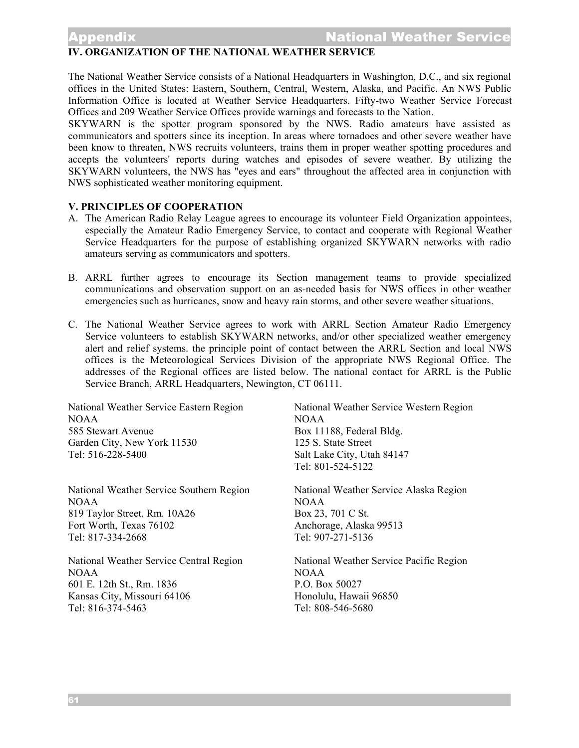## IV. ORGANIZATION OF THE NATIONAL WEATHER SERVICE

The National Weather Service consists of a National Headquarters in Washington, D.C., and six regional offices in the United States: Eastern, Southern, Central, Western, Alaska, and Pacific. An NWS Public Information Office is located at Weather Service Headquarters. Fifty-two Weather Service Forecast Offices and 209 Weather Service Offices provide warnings and forecasts to the Nation.

SKYWARN is the spotter program sponsored by the NWS. Radio amateurs have assisted as communicators and spotters since its inception. In areas where tornadoes and other severe weather have been know to threaten, NWS recruits volunteers, trains them in proper weather spotting procedures and accepts the volunteers' reports during watches and episodes of severe weather. By utilizing the SKYWARN volunteers, the NWS has "eyes and ears" throughout the affected area in conjunction with NWS sophisticated weather monitoring equipment.

## V. PRINCIPLES OF COOPERATION

A. The American Radio Relay League agrees to encourage its volunteer Field Organization appointees, especially the Amateur Radio Emergency Service, to contact and cooperate with Regional Weather Service Headquarters for the purpose of establishing organized SKYWARN networks with radio amateurs serving as communicators and spotters.

B. ARRL further agrees to encourage its Section management teams to provide specialized communications and observation support on an as-needed basis for NWS offices in other weather emergencies such as hurricanes, snow and heavy rain storms, and other severe weather situations.

C. The National Weather Service agrees to work with ARRL Section Amateur Radio Emergency Service volunteers to establish SKYWARN networks, and/or other specialized weather emergency alert and relief systems. the principle point of contact between the ARRL Section and local NWS offices is the Meteorological Services Division of the appropriate NWS Regional Office. The addresses of the Regional offices are listed below. The national contact for ARRL is the Public Service Branch, ARRL Headquarters, Newington, CT 06111.

National Weather Service Eastern Region
NOAA
585 Stewart Avenue
Garden City, New York 11530
Tel: 516-228-5400

National Weather Service Southern Region
NOAA
819 Taylor Street, Rm. 10A26
Fort Worth, Texas 76102
Tel: 817-334-2668

National Weather Service Central Region
NOAA
601 E. 12th St., Rm. 1836
Kansas City, Missouri 64106
Tel: 816-374-5463

National Weather Service Western Region
NOAA
Box 11188, Federal Bldg.
125 S. State Street
Salt Lake City, Utah 84147
Tel: 801-524-5122

National Weather Service Alaska Region
NOAA
Box 23, 701 C St.
Anchorage, Alaska 99513
Tel: 907-271-5136

National Weather Service Pacific Region
NOAA
P.O. Box 50027
Honolulu, Hawaii 96850
Tel: 808-546-5680